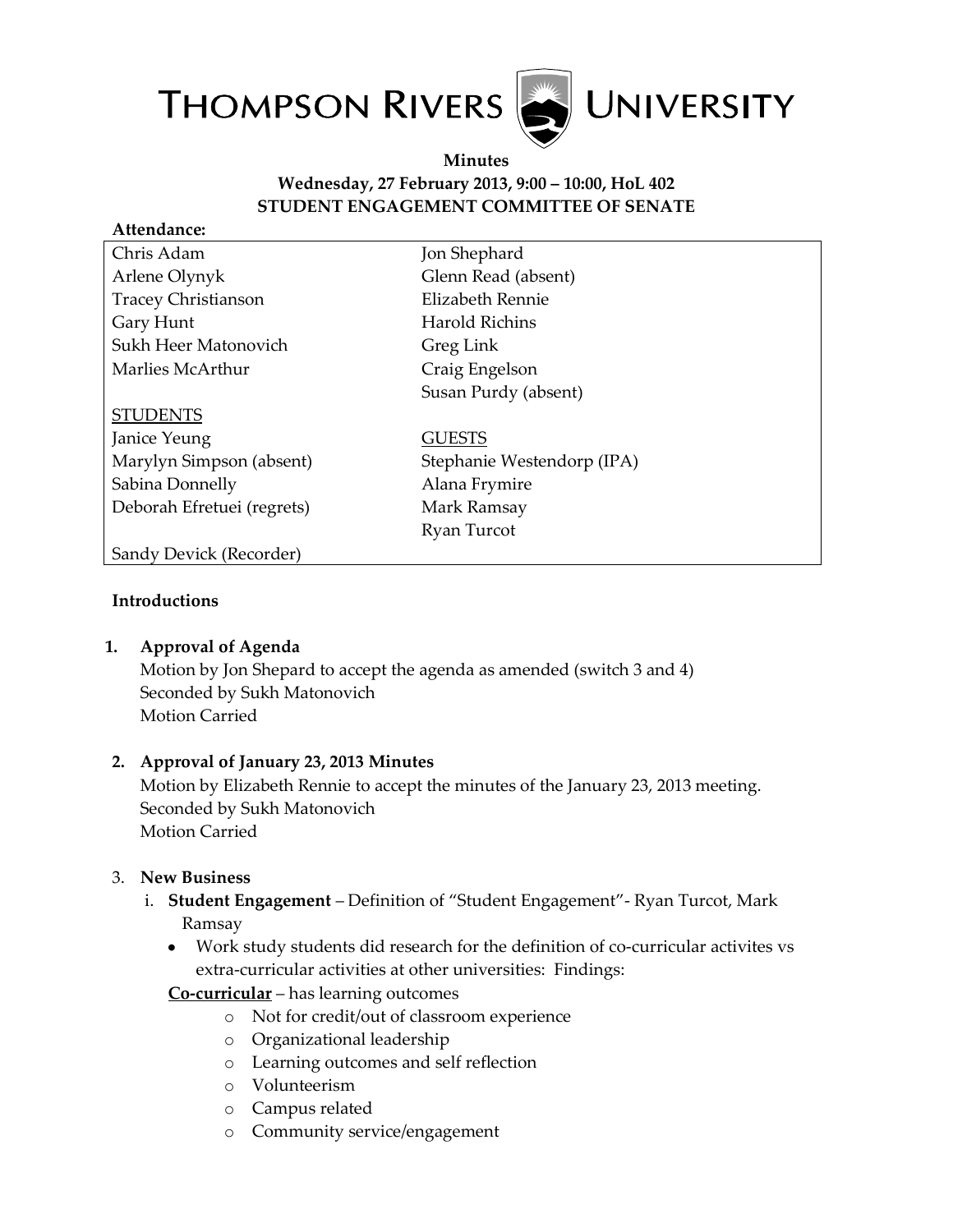# THOMPSON RIVERS UNIVERSITY

**Minutes**
**Wednesday, 27 February 2013, 9:00 – 10:00, HoL 402**
**STUDENT ENGAGEMENT COMMITTEE OF SENATE**

**Attendance:**

| | |
|---|---|
| Chris Adam | Jon Shephard |
| Arlene Olynyk | Glenn Read (absent) |
| Tracey Christianson | Elizabeth Rennie |
| Gary Hunt | Harold Richins |
| Sukh Heer Matonovich | Greg Link |
| Marlies McArthur | Craig Engelson |
| | Susan Purdy (absent) |
| STUDENTS | |
| Janice Yeung | GUESTS |
| Marylyn Simpson (absent) | Stephanie Westendorp (IPA) |
| Sabina Donnelly | Alana Frymire |
| Deborah Efretuei (regrets) | Mark Ramsay |
| | Ryan Turcot |
| Sandy Devick (Recorder) | |

**Introductions**

1. **Approval of Agenda**
   Motion by Jon Shepard to accept the agenda as amended (switch 3 and 4)
   Seconded by Sukh Matonovich
   Motion Carried

2. **Approval of January 23, 2013 Minutes**
   Motion by Elizabeth Rennie to accept the minutes of the January 23, 2013 meeting.
   Seconded by Sukh Matonovich
   Motion Carried

3. **New Business**
   i. **Student Engagement** – Definition of "Student Engagement"- Ryan Turcot, Mark Ramsay
   - Work study students did research for the definition of co-curricular activites vs extra-curricular activities at other universities: Findings:

   **Co-curricular** – has learning outcomes
   - Not for credit/out of classroom experience
   - Organizational leadership
   - Learning outcomes and self reflection
   - Volunteerism
   - Campus related
   - Community service/engagement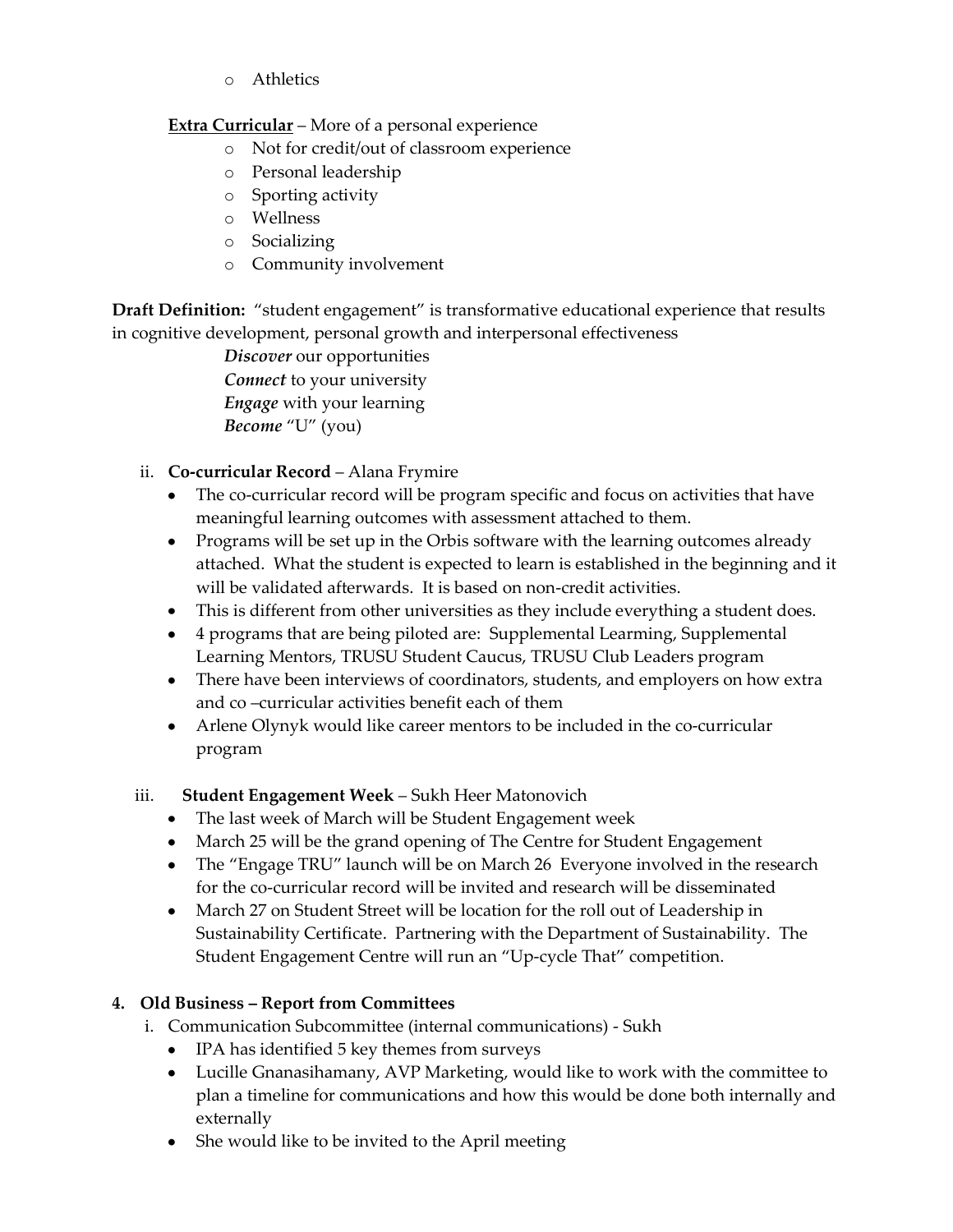- Athletics

**Extra Curricular** – More of a personal experience

- Not for credit/out of classroom experience
- Personal leadership
- Sporting activity
- Wellness
- Socializing
- Community involvement

**Draft Definition:** "student engagement" is transformative educational experience that results in cognitive development, personal growth and interpersonal effectiveness

*Discover* our opportunities
*Connect* to your university
*Engage* with your learning
*Become* "U" (you)

ii. **Co-curricular Record** – Alana Frymire

- The co-curricular record will be program specific and focus on activities that have meaningful learning outcomes with assessment attached to them.
- Programs will be set up in the Orbis software with the learning outcomes already attached. What the student is expected to learn is established in the beginning and it will be validated afterwards. It is based on non-credit activities.
- This is different from other universities as they include everything a student does.
- 4 programs that are being piloted are: Supplemental Learming, Supplemental Learning Mentors, TRUSU Student Caucus, TRUSU Club Leaders program
- There have been interviews of coordinators, students, and employers on how extra and co –curricular activities benefit each of them
- Arlene Olynyk would like career mentors to be included in the co-curricular program

iii. **Student Engagement Week** – Sukh Heer Matonovich

- The last week of March will be Student Engagement week
- March 25 will be the grand opening of The Centre for Student Engagement
- The "Engage TRU" launch will be on March 26 Everyone involved in the research for the co-curricular record will be invited and research will be disseminated
- March 27 on Student Street will be location for the roll out of Leadership in Sustainability Certificate. Partnering with the Department of Sustainability. The Student Engagement Centre will run an "Up-cycle That" competition.

**4. Old Business – Report from Committees**

i. Communication Subcommittee (internal communications) - Sukh

- IPA has identified 5 key themes from surveys
- Lucille Gnanasihamany, AVP Marketing, would like to work with the committee to plan a timeline for communications and how this would be done both internally and externally
- She would like to be invited to the April meeting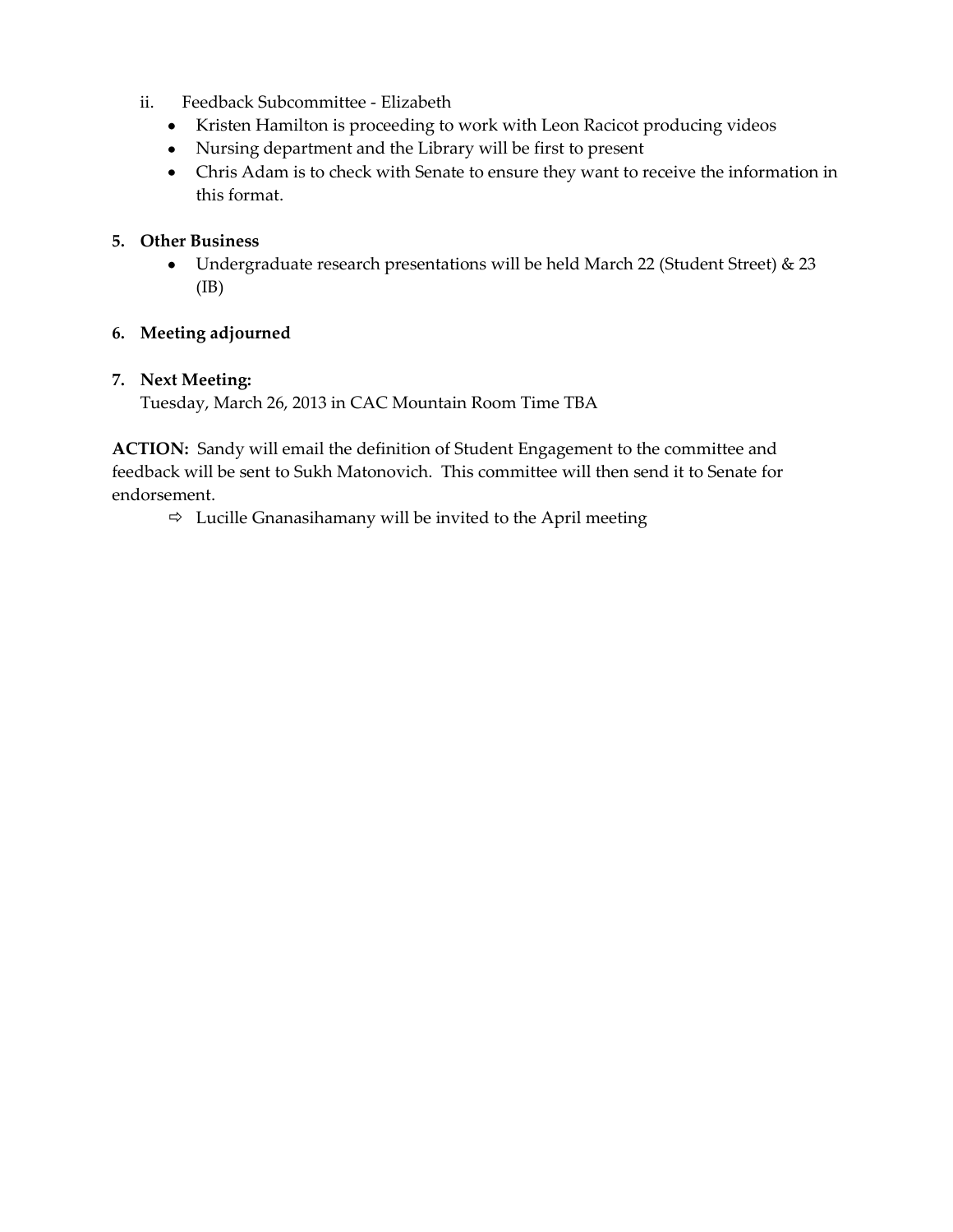ii. Feedback Subcommittee - Elizabeth
   - Kristen Hamilton is proceeding to work with Leon Racicot producing videos
   - Nursing department and the Library will be first to present
   - Chris Adam is to check with Senate to ensure they want to receive the information in this format.

5. **Other Business**
   - Undergraduate research presentations will be held March 22 (Student Street) & 23 (IB)

6. **Meeting adjourned**

7. **Next Meeting:**
   Tuesday, March 26, 2013 in CAC Mountain Room Time TBA

**ACTION:** Sandy will email the definition of Student Engagement to the committee and feedback will be sent to Sukh Matonovich. This committee will then send it to Senate for endorsement.

- ⇨ Lucille Gnanasihamany will be invited to the April meeting